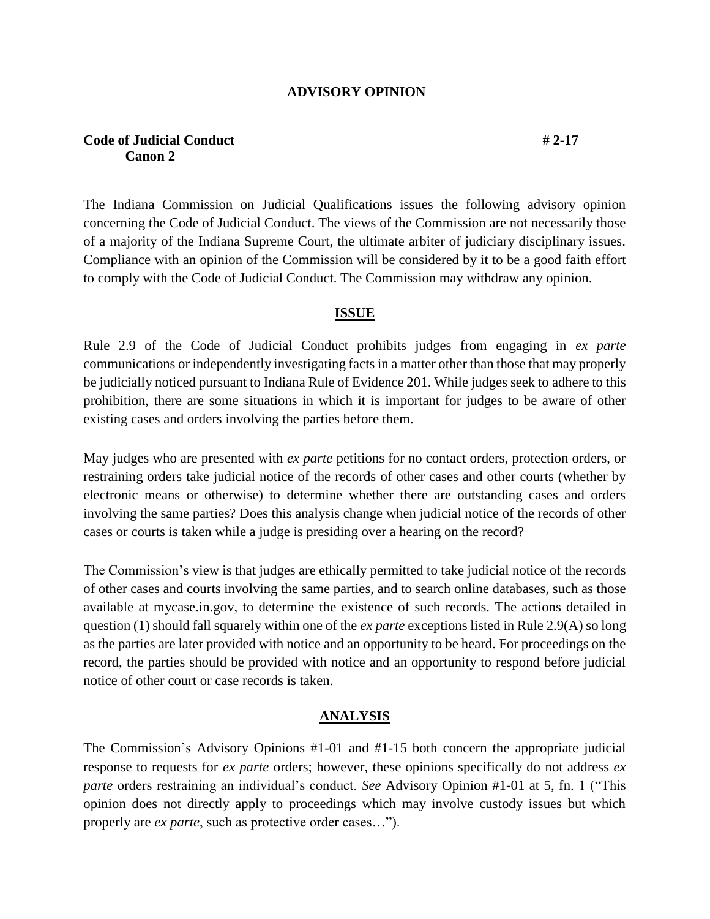# ADVISORY OPINION

**Code of Judicial Conduct** **# 2-17**
**Canon 2**

The Indiana Commission on Judicial Qualifications issues the following advisory opinion concerning the Code of Judicial Conduct. The views of the Commission are not necessarily those of a majority of the Indiana Supreme Court, the ultimate arbiter of judiciary disciplinary issues. Compliance with an opinion of the Commission will be considered by it to be a good faith effort to comply with the Code of Judicial Conduct. The Commission may withdraw any opinion.

## ISSUE

Rule 2.9 of the Code of Judicial Conduct prohibits judges from engaging in *ex parte* communications or independently investigating facts in a matter other than those that may properly be judicially noticed pursuant to Indiana Rule of Evidence 201. While judges seek to adhere to this prohibition, there are some situations in which it is important for judges to be aware of other existing cases and orders involving the parties before them.

May judges who are presented with *ex parte* petitions for no contact orders, protection orders, or restraining orders take judicial notice of the records of other cases and other courts (whether by electronic means or otherwise) to determine whether there are outstanding cases and orders involving the same parties? Does this analysis change when judicial notice of the records of other cases or courts is taken while a judge is presiding over a hearing on the record?

The Commission's view is that judges are ethically permitted to take judicial notice of the records of other cases and courts involving the same parties, and to search online databases, such as those available at mycase.in.gov, to determine the existence of such records. The actions detailed in question (1) should fall squarely within one of the *ex parte* exceptions listed in Rule 2.9(A) so long as the parties are later provided with notice and an opportunity to be heard. For proceedings on the record, the parties should be provided with notice and an opportunity to respond before judicial notice of other court or case records is taken.

## ANALYSIS

The Commission's Advisory Opinions #1-01 and #1-15 both concern the appropriate judicial response to requests for *ex parte* orders; however, these opinions specifically do not address *ex parte* orders restraining an individual's conduct. *See* Advisory Opinion #1-01 at 5, fn. 1 ("This opinion does not directly apply to proceedings which may involve custody issues but which properly are *ex parte*, such as protective order cases…").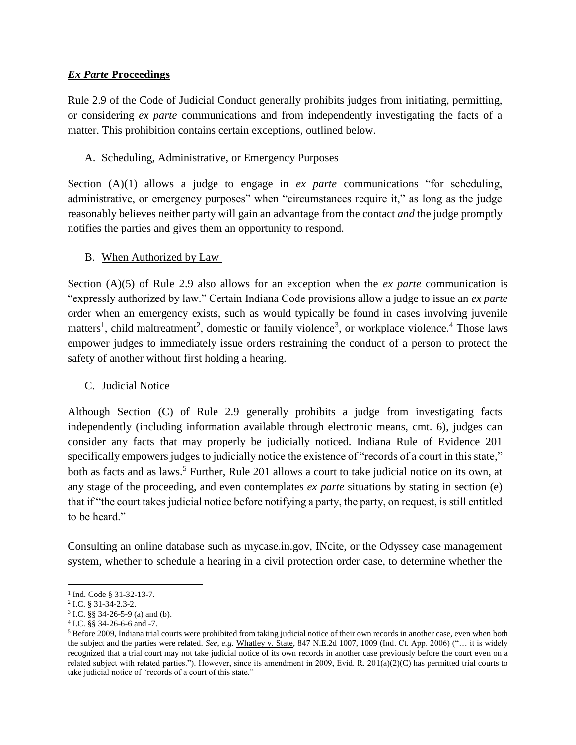## ***Ex Parte* Proceedings**

Rule 2.9 of the Code of Judicial Conduct generally prohibits judges from initiating, permitting, or considering *ex parte* communications and from independently investigating the facts of a matter. This prohibition contains certain exceptions, outlined below.

### A. Scheduling, Administrative, or Emergency Purposes

Section (A)(1) allows a judge to engage in *ex parte* communications "for scheduling, administrative, or emergency purposes" when "circumstances require it," as long as the judge reasonably believes neither party will gain an advantage from the contact *and* the judge promptly notifies the parties and gives them an opportunity to respond.

### B. When Authorized by Law

Section (A)(5) of Rule 2.9 also allows for an exception when the *ex parte* communication is "expressly authorized by law." Certain Indiana Code provisions allow a judge to issue an *ex parte* order when an emergency exists, such as would typically be found in cases involving juvenile matters[1], child maltreatment[2], domestic or family violence[3], or workplace violence.[4] Those laws empower judges to immediately issue orders restraining the conduct of a person to protect the safety of another without first holding a hearing.

### C. Judicial Notice

Although Section (C) of Rule 2.9 generally prohibits a judge from investigating facts independently (including information available through electronic means, cmt. 6), judges can consider any facts that may properly be judicially noticed. Indiana Rule of Evidence 201 specifically empowers judges to judicially notice the existence of "records of a court in this state," both as facts and as laws.[5] Further, Rule 201 allows a court to take judicial notice on its own, at any stage of the proceeding, and even contemplates *ex parte* situations by stating in section (e) that if "the court takes judicial notice before notifying a party, the party, on request, is still entitled to be heard."

Consulting an online database such as mycase.in.gov, INcite, or the Odyssey case management system, whether to schedule a hearing in a civil protection order case, to determine whether the

---

[1] Ind. Code § 31-32-13-7.

[2] I.C. § 31-34-2.3-2.

[3] I.C. §§ 34-26-5-9 (a) and (b).

[4] I.C. §§ 34-26-6-6 and -7.

[5] Before 2009, Indiana trial courts were prohibited from taking judicial notice of their own records in another case, even when both the subject and the parties were related. *See, e.g.* Whatley v. State, 847 N.E.2d 1007, 1009 (Ind. Ct. App. 2006) ("… it is widely recognized that a trial court may not take judicial notice of its own records in another case previously before the court even on a related subject with related parties."). However, since its amendment in 2009, Evid. R. 201(a)(2)(C) has permitted trial courts to take judicial notice of "records of a court of this state."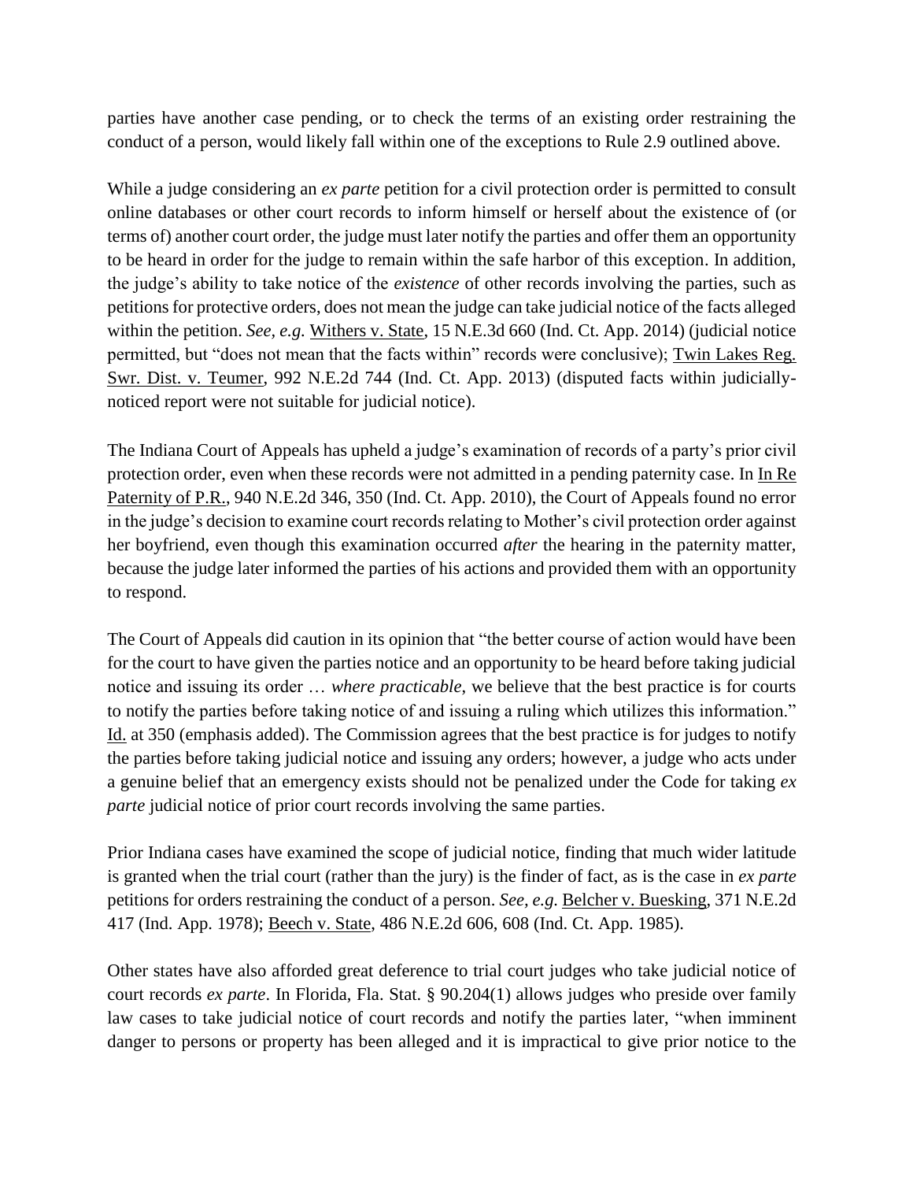parties have another case pending, or to check the terms of an existing order restraining the conduct of a person, would likely fall within one of the exceptions to Rule 2.9 outlined above.

While a judge considering an *ex parte* petition for a civil protection order is permitted to consult online databases or other court records to inform himself or herself about the existence of (or terms of) another court order, the judge must later notify the parties and offer them an opportunity to be heard in order for the judge to remain within the safe harbor of this exception. In addition, the judge's ability to take notice of the *existence* of other records involving the parties, such as petitions for protective orders, does not mean the judge can take judicial notice of the facts alleged within the petition. *See, e.g.* Withers v. State, 15 N.E.3d 660 (Ind. Ct. App. 2014) (judicial notice permitted, but "does not mean that the facts within" records were conclusive); Twin Lakes Reg. Swr. Dist. v. Teumer, 992 N.E.2d 744 (Ind. Ct. App. 2013) (disputed facts within judicially-noticed report were not suitable for judicial notice).

The Indiana Court of Appeals has upheld a judge's examination of records of a party's prior civil protection order, even when these records were not admitted in a pending paternity case. In In Re Paternity of P.R., 940 N.E.2d 346, 350 (Ind. Ct. App. 2010), the Court of Appeals found no error in the judge's decision to examine court records relating to Mother's civil protection order against her boyfriend, even though this examination occurred *after* the hearing in the paternity matter, because the judge later informed the parties of his actions and provided them with an opportunity to respond.

The Court of Appeals did caution in its opinion that "the better course of action would have been for the court to have given the parties notice and an opportunity to be heard before taking judicial notice and issuing its order … *where practicable*, we believe that the best practice is for courts to notify the parties before taking notice of and issuing a ruling which utilizes this information." Id. at 350 (emphasis added). The Commission agrees that the best practice is for judges to notify the parties before taking judicial notice and issuing any orders; however, a judge who acts under a genuine belief that an emergency exists should not be penalized under the Code for taking *ex parte* judicial notice of prior court records involving the same parties.

Prior Indiana cases have examined the scope of judicial notice, finding that much wider latitude is granted when the trial court (rather than the jury) is the finder of fact, as is the case in *ex parte* petitions for orders restraining the conduct of a person. *See, e.g.* Belcher v. Buesking, 371 N.E.2d 417 (Ind. App. 1978); Beech v. State, 486 N.E.2d 606, 608 (Ind. Ct. App. 1985).

Other states have also afforded great deference to trial court judges who take judicial notice of court records *ex parte*. In Florida, Fla. Stat. § 90.204(1) allows judges who preside over family law cases to take judicial notice of court records and notify the parties later, "when imminent danger to persons or property has been alleged and it is impractical to give prior notice to the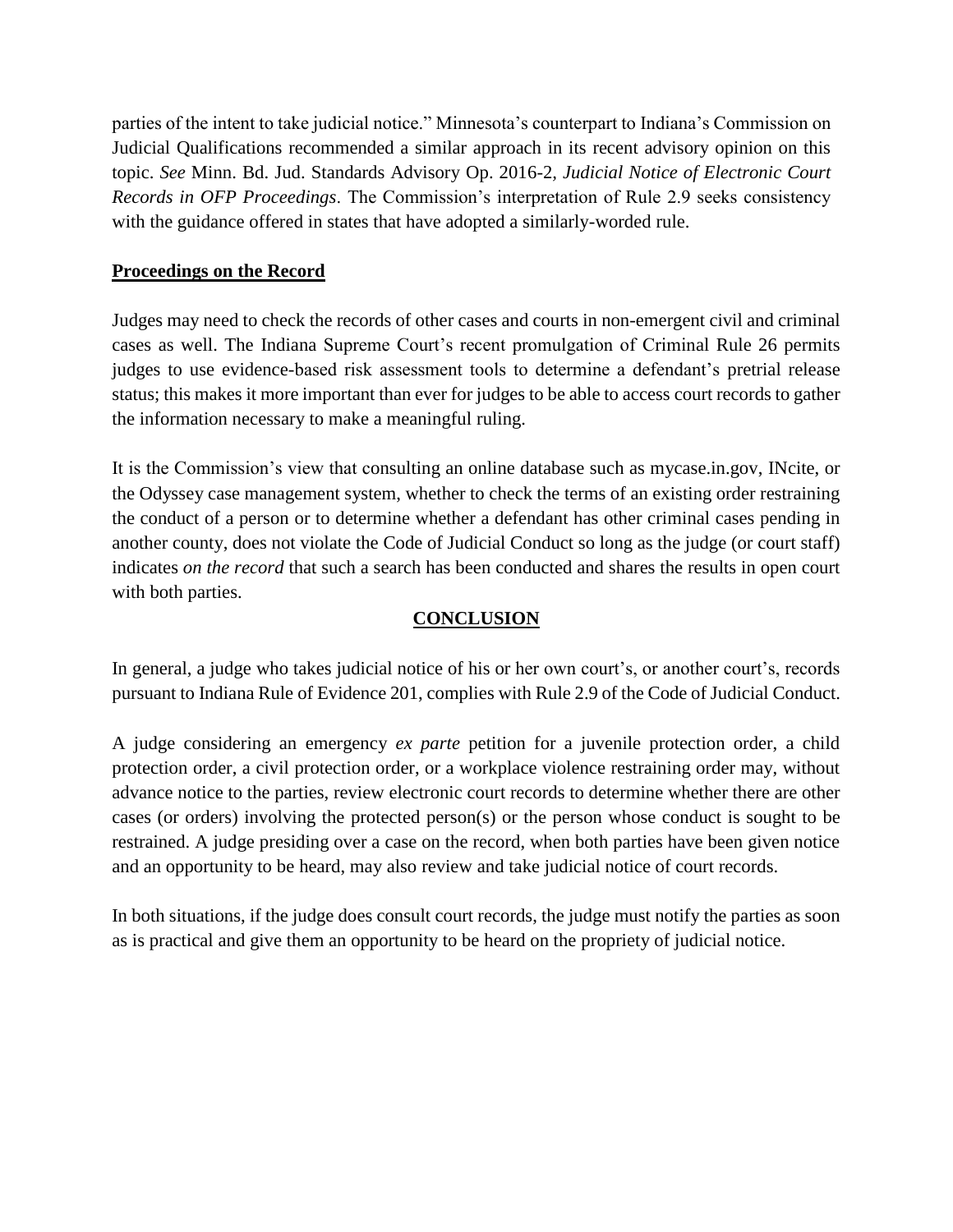parties of the intent to take judicial notice." Minnesota's counterpart to Indiana's Commission on Judicial Qualifications recommended a similar approach in its recent advisory opinion on this topic. *See* Minn. Bd. Jud. Standards Advisory Op. 2016-2, *Judicial Notice of Electronic Court Records in OFP Proceedings*. The Commission's interpretation of Rule 2.9 seeks consistency with the guidance offered in states that have adopted a similarly-worded rule.

**<u>Proceedings on the Record</u>**

Judges may need to check the records of other cases and courts in non-emergent civil and criminal cases as well. The Indiana Supreme Court's recent promulgation of Criminal Rule 26 permits judges to use evidence-based risk assessment tools to determine a defendant's pretrial release status; this makes it more important than ever for judges to be able to access court records to gather the information necessary to make a meaningful ruling.

It is the Commission's view that consulting an online database such as mycase.in.gov, INcite, or the Odyssey case management system, whether to check the terms of an existing order restraining the conduct of a person or to determine whether a defendant has other criminal cases pending in another county, does not violate the Code of Judicial Conduct so long as the judge (or court staff) indicates *on the record* that such a search has been conducted and shares the results in open court with both parties.

## CONCLUSION

In general, a judge who takes judicial notice of his or her own court's, or another court's, records pursuant to Indiana Rule of Evidence 201, complies with Rule 2.9 of the Code of Judicial Conduct.

A judge considering an emergency *ex parte* petition for a juvenile protection order, a child protection order, a civil protection order, or a workplace violence restraining order may, without advance notice to the parties, review electronic court records to determine whether there are other cases (or orders) involving the protected person(s) or the person whose conduct is sought to be restrained. A judge presiding over a case on the record, when both parties have been given notice and an opportunity to be heard, may also review and take judicial notice of court records.

In both situations, if the judge does consult court records, the judge must notify the parties as soon as is practical and give them an opportunity to be heard on the propriety of judicial notice.